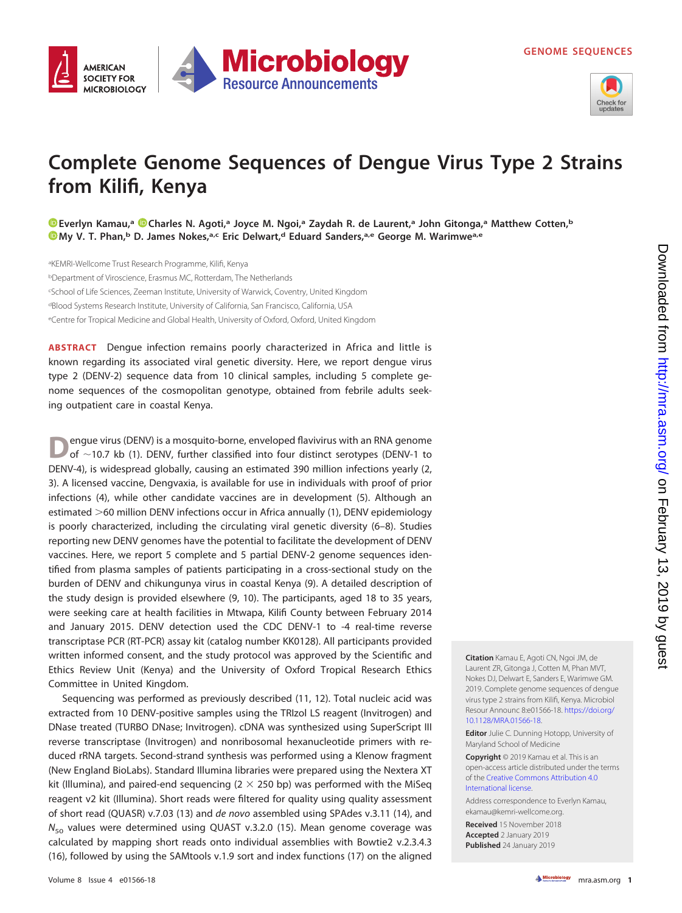GENOME SEQUENCES

# Complete Genome Sequences of Dengue Virus Type 2 Strains from Kilifi, Kenya

Everlyn Kamau,[a] Charles N. Agoti,[a] Joyce M. Ngoi,[a] Zaydah R. de Laurent,[a] John Gitonga,[a] Matthew Cotten,[b] My V. T. Phan,[b] D. James Nokes,[a,c] Eric Delwart,[d] Eduard Sanders,[a,e] George M. Warimwe[a,e]

[a]KEMRI-Wellcome Trust Research Programme, Kilifi, Kenya
[b]Department of Viroscience, Erasmus MC, Rotterdam, The Netherlands
[c]School of Life Sciences, Zeeman Institute, University of Warwick, Coventry, United Kingdom
[d]Blood Systems Research Institute, University of California, San Francisco, California, USA
[e]Centre for Tropical Medicine and Global Health, University of Oxford, Oxford, United Kingdom

**ABSTRACT** Dengue infection remains poorly characterized in Africa and little is known regarding its associated viral genetic diversity. Here, we report dengue virus type 2 (DENV-2) sequence data from 10 clinical samples, including 5 complete genome sequences of the cosmopolitan genotype, obtained from febrile adults seeking outpatient care in coastal Kenya.

Dengue virus (DENV) is a mosquito-borne, enveloped flavivirus with an RNA genome of ~10.7 kb (1). DENV, further classified into four distinct serotypes (DENV-1 to DENV-4), is widespread globally, causing an estimated 390 million infections yearly (2, 3). A licensed vaccine, Dengvaxia, is available for use in individuals with proof of prior infections (4), while other candidate vaccines are in development (5). Although an estimated >60 million DENV infections occur in Africa annually (1), DENV epidemiology is poorly characterized, including the circulating viral genetic diversity (6–8). Studies reporting new DENV genomes have the potential to facilitate the development of DENV vaccines. Here, we report 5 complete and 5 partial DENV-2 genome sequences identified from plasma samples of patients participating in a cross-sectional study on the burden of DENV and chikungunya virus in coastal Kenya (9). A detailed description of the study design is provided elsewhere (9, 10). The participants, aged 18 to 35 years, were seeking care at health facilities in Mtwapa, Kilifi County between February 2014 and January 2015. DENV detection used the CDC DENV-1 to -4 real-time reverse transcriptase PCR (RT-PCR) assay kit (catalog number KK0128). All participants provided written informed consent, and the study protocol was approved by the Scientific and Ethics Review Unit (Kenya) and the University of Oxford Tropical Research Ethics Committee in United Kingdom.

Sequencing was performed as previously described (11, 12). Total nucleic acid was extracted from 10 DENV-positive samples using the TRIzol LS reagent (Invitrogen) and DNase treated (TURBO DNase; Invitrogen). cDNA was synthesized using SuperScript III reverse transcriptase (Invitrogen) and nonribosomal hexanucleotide primers with reduced rRNA targets. Second-strand synthesis was performed using a Klenow fragment (New England BioLabs). Standard Illumina libraries were prepared using the Nextera XT kit (Illumina), and paired-end sequencing (2 × 250 bp) was performed with the MiSeq reagent v2 kit (Illumina). Short reads were filtered for quality using quality assessment of short read (QUASR) v.7.03 (13) and *de novo* assembled using SPAdes v.3.11 (14), and $N_{50}$ values were determined using QUAST v.3.2.0 (15). Mean genome coverage was calculated by mapping short reads onto individual assemblies with Bowtie2 v.2.3.4.3 (16), followed by using the SAMtools v.1.9 sort and index functions (17) on the aligned

**Citation** Kamau E, Agoti CN, Ngoi JM, de Laurent ZR, Gitonga J, Cotten M, Phan MVT, Nokes DJ, Delwart E, Sanders E, Warimwe GM. 2019. Complete genome sequences of dengue virus type 2 strains from Kilifi, Kenya. Microbiol Resour Announc 8:e01566-18. https://doi.org/10.1128/MRA.01566-18.

**Editor** Julie C. Dunning Hotopp, University of Maryland School of Medicine

**Copyright** © 2019 Kamau et al. This is an open-access article distributed under the terms of the Creative Commons Attribution 4.0 International license.

Address correspondence to Everlyn Kamau, ekamau@kemri-wellcome.org.

**Received** 15 November 2018
**Accepted** 2 January 2019
**Published** 24 January 2019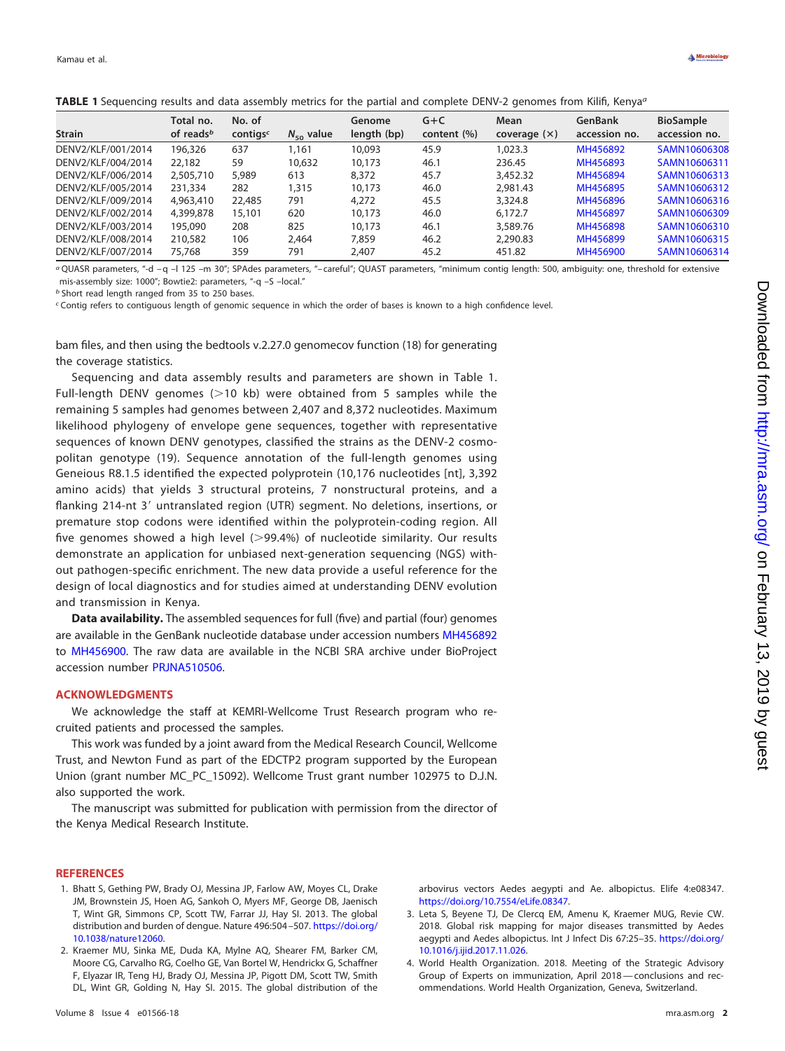**TABLE 1** Sequencing results and data assembly metrics for the partial and complete DENV-2 genomes from Kilifi, Kenya[a]

| Strain | Total no. of reads[b] | No. of contigs[c] | $N_{50}$ value | Genome length (bp) | G+C content (%) | Mean coverage (×) | GenBank accession no. | BioSample accession no. |
|---|---|---|---|---|---|---|---|---|
| DENV2/KLF/001/2014 | 196,326 | 637 | 1,161 | 10,093 | 45.9 | 1,023.3 | MH456892 | SAMN10606308 |
| DENV2/KLF/004/2014 | 22,182 | 59 | 10,632 | 10,173 | 46.1 | 236.45 | MH456893 | SAMN10606311 |
| DENV2/KLF/006/2014 | 2,505,710 | 5,989 | 613 | 8,372 | 45.7 | 3,452.32 | MH456894 | SAMN10606313 |
| DENV2/KLF/005/2014 | 231,334 | 282 | 1,315 | 10,173 | 46.0 | 2,981.43 | MH456895 | SAMN10606312 |
| DENV2/KLF/009/2014 | 4,963,410 | 22,485 | 791 | 4,272 | 45.5 | 3,324.8 | MH456896 | SAMN10606316 |
| DENV2/KLF/002/2014 | 4,399,878 | 15,101 | 620 | 10,173 | 46.0 | 6,172.7 | MH456897 | SAMN10606309 |
| DENV2/KLF/003/2014 | 195,090 | 208 | 825 | 10,173 | 46.1 | 3,589.76 | MH456898 | SAMN10606310 |
| DENV2/KLF/008/2014 | 210,582 | 106 | 2,464 | 7,859 | 46.2 | 2,290.83 | MH456899 | SAMN10606315 |
| DENV2/KLF/007/2014 | 75,768 | 359 | 791 | 2,407 | 45.2 | 451.82 | MH456900 | SAMN10606314 |

[a] QUASR parameters, "-d –q –l 125 –m 30"; SPAdes parameters, "–careful"; QUAST parameters, "minimum contig length: 500, ambiguity: one, threshold for extensive mis-assembly size: 1000"; Bowtie2: parameters, "-q –S –local."

[b] Short read length ranged from 35 to 250 bases.

[c] Contig refers to contiguous length of genomic sequence in which the order of bases is known to a high confidence level.

bam files, and then using the bedtools v.2.27.0 genomecov function (18) for generating the coverage statistics.

Sequencing and data assembly results and parameters are shown in Table 1. Full-length DENV genomes (>10 kb) were obtained from 5 samples while the remaining 5 samples had genomes between 2,407 and 8,372 nucleotides. Maximum likelihood phylogeny of envelope gene sequences, together with representative sequences of known DENV genotypes, classified the strains as the DENV-2 cosmopolitan genotype (19). Sequence annotation of the full-length genomes using Geneious R8.1.5 identified the expected polyprotein (10,176 nucleotides [nt], 3,392 amino acids) that yields 3 structural proteins, 7 nonstructural proteins, and a flanking 214-nt 3′ untranslated region (UTR) segment. No deletions, insertions, or premature stop codons were identified within the polyprotein-coding region. All five genomes showed a high level (>99.4%) of nucleotide similarity. Our results demonstrate an application for unbiased next-generation sequencing (NGS) without pathogen-specific enrichment. The new data provide a useful reference for the design of local diagnostics and for studies aimed at understanding DENV evolution and transmission in Kenya.

**Data availability.** The assembled sequences for full (five) and partial (four) genomes are available in the GenBank nucleotide database under accession numbers MH456892 to MH456900. The raw data are available in the NCBI SRA archive under BioProject accession number PRJNA510506.

## ACKNOWLEDGMENTS

We acknowledge the staff at KEMRI-Wellcome Trust Research program who recruited patients and processed the samples.

This work was funded by a joint award from the Medical Research Council, Wellcome Trust, and Newton Fund as part of the EDCTP2 program supported by the European Union (grant number MC_PC_15092). Wellcome Trust grant number 102975 to D.J.N. also supported the work.

The manuscript was submitted for publication with permission from the director of the Kenya Medical Research Institute.

## REFERENCES

1. Bhatt S, Gething PW, Brady OJ, Messina JP, Farlow AW, Moyes CL, Drake JM, Brownstein JS, Hoen AG, Sankoh O, Myers MF, George DB, Jaenisch T, Wint GR, Simmons CP, Scott TW, Farrar JJ, Hay SI. 2013. The global distribution and burden of dengue. Nature 496:504–507. https://doi.org/10.1038/nature12060.
2. Kraemer MU, Sinka ME, Duda KA, Mylne AQ, Shearer FM, Barker CM, Moore CG, Carvalho RG, Coelho GE, Van Bortel W, Hendrickx G, Schaffner F, Elyazar IR, Teng HJ, Brady OJ, Messina JP, Pigott DM, Scott TW, Smith DL, Wint GR, Golding N, Hay SI. 2015. The global distribution of the arbovirus vectors Aedes aegypti and Ae. albopictus. Elife 4:e08347. https://doi.org/10.7554/eLife.08347.
3. Leta S, Beyene TJ, De Clercq EM, Amenu K, Kraemer MUG, Revie CW. 2018. Global risk mapping for major diseases transmitted by Aedes aegypti and Aedes albopictus. Int J Infect Dis 67:25–35. https://doi.org/10.1016/j.ijid.2017.11.026.
4. World Health Organization. 2018. Meeting of the Strategic Advisory Group of Experts on immunization, April 2018—conclusions and recommendations. World Health Organization, Geneva, Switzerland.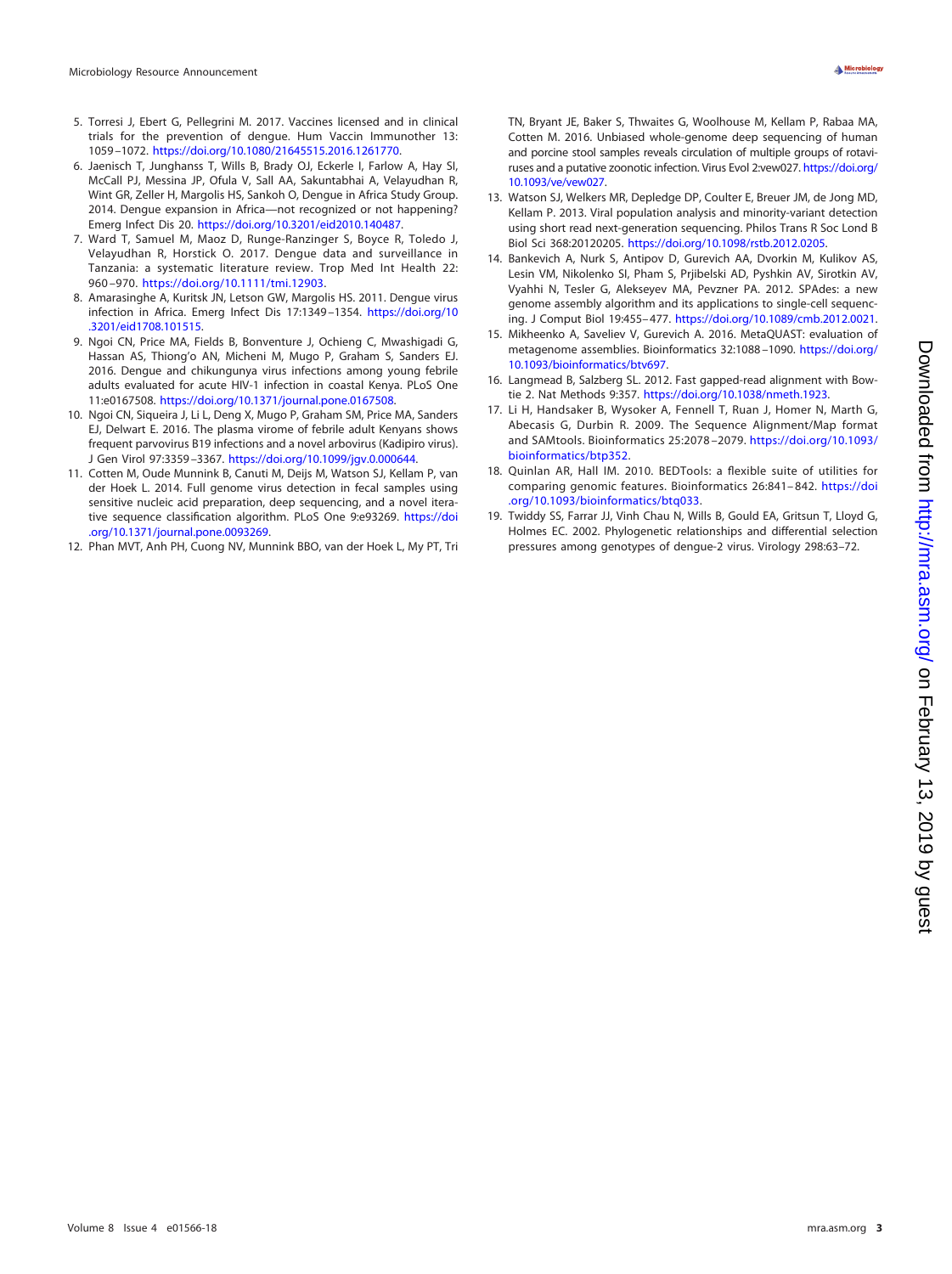5. Torresi J, Ebert G, Pellegrini M. 2017. Vaccines licensed and in clinical trials for the prevention of dengue. Hum Vaccin Immunother 13: 1059–1072. https://doi.org/10.1080/21645515.2016.1261770.
6. Jaenisch T, Junghanss T, Wills B, Brady OJ, Eckerle I, Farlow A, Hay SI, McCall PJ, Messina JP, Ofula V, Sall AA, Sakuntabhai A, Velayudhan R, Wint GR, Zeller H, Margolis HS, Sankoh O, Dengue in Africa Study Group. 2014. Dengue expansion in Africa—not recognized or not happening? Emerg Infect Dis 20. https://doi.org/10.3201/eid2010.140487.
7. Ward T, Samuel M, Maoz D, Runge-Ranzinger S, Boyce R, Toledo J, Velayudhan R, Horstick O. 2017. Dengue data and surveillance in Tanzania: a systematic literature review. Trop Med Int Health 22: 960–970. https://doi.org/10.1111/tmi.12903.
8. Amarasinghe A, Kuritsk JN, Letson GW, Margolis HS. 2011. Dengue virus infection in Africa. Emerg Infect Dis 17:1349–1354. https://doi.org/10.3201/eid1708.101515.
9. Ngoi CN, Price MA, Fields B, Bonventure J, Ochieng C, Mwashigadi G, Hassan AS, Thiong'o AN, Micheni M, Mugo P, Graham S, Sanders EJ. 2016. Dengue and chikungunya virus infections among young febrile adults evaluated for acute HIV-1 infection in coastal Kenya. PLoS One 11:e0167508. https://doi.org/10.1371/journal.pone.0167508.
10. Ngoi CN, Siqueira J, Li L, Deng X, Mugo P, Graham SM, Price MA, Sanders EJ, Delwart E. 2016. The plasma virome of febrile adult Kenyans shows frequent parvovirus B19 infections and a novel arbovirus (Kadipiro virus). J Gen Virol 97:3359–3367. https://doi.org/10.1099/jgv.0.000644.
11. Cotten M, Oude Munnink B, Canuti M, Deijs M, Watson SJ, Kellam P, van der Hoek L. 2014. Full genome virus detection in fecal samples using sensitive nucleic acid preparation, deep sequencing, and a novel iterative sequence classification algorithm. PLoS One 9:e93269. https://doi.org/10.1371/journal.pone.0093269.
12. Phan MVT, Anh PH, Cuong NV, Munnink BBO, van der Hoek L, My PT, Tri TN, Bryant JE, Baker S, Thwaites G, Woolhouse M, Kellam P, Rabaa MA, Cotten M. 2016. Unbiased whole-genome deep sequencing of human and porcine stool samples reveals circulation of multiple groups of rotaviruses and a putative zoonotic infection. Virus Evol 2:vew027. https://doi.org/10.1093/ve/vew027.
13. Watson SJ, Welkers MR, Depledge DP, Coulter E, Breuer JM, de Jong MD, Kellam P. 2013. Viral population analysis and minority-variant detection using short read next-generation sequencing. Philos Trans R Soc Lond B Biol Sci 368:20120205. https://doi.org/10.1098/rstb.2012.0205.
14. Bankevich A, Nurk S, Antipov D, Gurevich AA, Dvorkin M, Kulikov AS, Lesin VM, Nikolenko SI, Pham S, Prjibelski AD, Pyshkin AV, Sirotkin AV, Vyahhi N, Tesler G, Alekseyev MA, Pevzner PA. 2012. SPAdes: a new genome assembly algorithm and its applications to single-cell sequencing. J Comput Biol 19:455–477. https://doi.org/10.1089/cmb.2012.0021.
15. Mikheenko A, Saveliev V, Gurevich A. 2016. MetaQUAST: evaluation of metagenome assemblies. Bioinformatics 32:1088–1090. https://doi.org/10.1093/bioinformatics/btv697.
16. Langmead B, Salzberg SL. 2012. Fast gapped-read alignment with Bowtie 2. Nat Methods 9:357. https://doi.org/10.1038/nmeth.1923.
17. Li H, Handsaker B, Wysoker A, Fennell T, Ruan J, Homer N, Marth G, Abecasis G, Durbin R. 2009. The Sequence Alignment/Map format and SAMtools. Bioinformatics 25:2078–2079. https://doi.org/10.1093/bioinformatics/btp352.
18. Quinlan AR, Hall IM. 2010. BEDTools: a flexible suite of utilities for comparing genomic features. Bioinformatics 26:841–842. https://doi.org/10.1093/bioinformatics/btq033.
19. Twiddy SS, Farrar JJ, Vinh Chau N, Wills B, Gould EA, Gritsun T, Lloyd G, Holmes EC. 2002. Phylogenetic relationships and differential selection pressures among genotypes of dengue-2 virus. Virology 298:63–72.